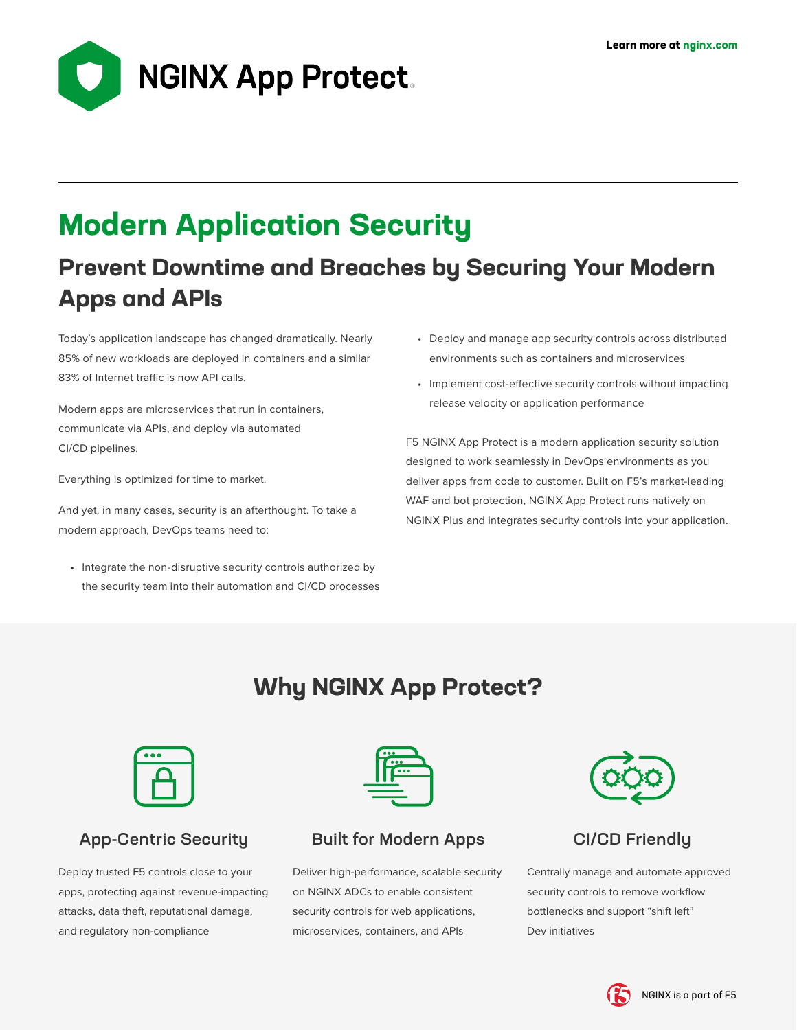Learn more at nginx.com

# NGINX App Protect

## Modern Application Security

### Prevent Downtime and Breaches by Securing Your Modern Apps and APIs

Today's application landscape has changed dramatically. Nearly 85% of new workloads are deployed in containers and a similar 83% of Internet traffic is now API calls.

Modern apps are microservices that run in containers, communicate via APIs, and deploy via automated CI/CD pipelines.

Everything is optimized for time to market.

And yet, in many cases, security is an afterthought. To take a modern approach, DevOps teams need to:

- Integrate the non-disruptive security controls authorized by the security team into their automation and CI/CD processes
- Deploy and manage app security controls across distributed environments such as containers and microservices
- Implement cost-effective security controls without impacting release velocity or application performance

F5 NGINX App Protect is a modern application security solution designed to work seamlessly in DevOps environments as you deliver apps from code to customer. Built on F5's market-leading WAF and bot protection, NGINX App Protect runs natively on NGINX Plus and integrates security controls into your application.

## Why NGINX App Protect?

### App-Centric Security

Deploy trusted F5 controls close to your apps, protecting against revenue-impacting attacks, data theft, reputational damage, and regulatory non-compliance

### Built for Modern Apps

Deliver high-performance, scalable security on NGINX ADCs to enable consistent security controls for web applications, microservices, containers, and APIs

### CI/CD Friendly

Centrally manage and automate approved security controls to remove workflow bottlenecks and support "shift left" Dev initiatives

NGINX is a part of F5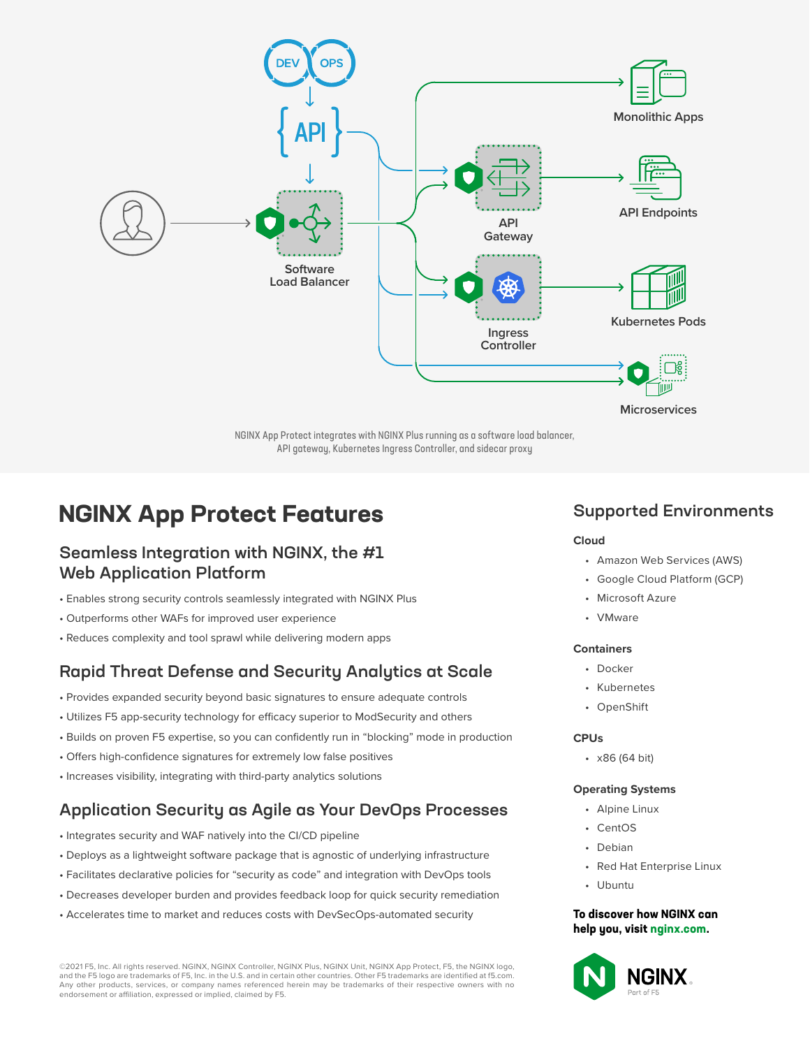DEV OPS

API

Software Load Balancer

API Gateway

Ingress Controller

Monolithic Apps

API Endpoints

Kubernetes Pods

Microservices

NGINX App Protect integrates with NGINX Plus running as a software load balancer, API gateway, Kubernetes Ingress Controller, and sidecar proxy

# NGINX App Protect Features

## Seamless Integration with NGINX, the #1 Web Application Platform

- Enables strong security controls seamlessly integrated with NGINX Plus
- Outperforms other WAFs for improved user experience
- Reduces complexity and tool sprawl while delivering modern apps

## Rapid Threat Defense and Security Analytics at Scale

- Provides expanded security beyond basic signatures to ensure adequate controls
- Utilizes F5 app-security technology for efficacy superior to ModSecurity and others
- Builds on proven F5 expertise, so you can confidently run in "blocking" mode in production
- Offers high-confidence signatures for extremely low false positives
- Increases visibility, integrating with third-party analytics solutions

## Application Security as Agile as Your DevOps Processes

- Integrates security and WAF natively into the CI/CD pipeline
- Deploys as a lightweight software package that is agnostic of underlying infrastructure
- Facilitates declarative policies for "security as code" and integration with DevOps tools
- Decreases developer burden and provides feedback loop for quick security remediation
- Accelerates time to market and reduces costs with DevSecOps-automated security

## Supported Environments

### Cloud

- Amazon Web Services (AWS)
- Google Cloud Platform (GCP)
- Microsoft Azure
- VMware

### Containers

- Docker
- Kubernetes
- OpenShift

### CPUs

- x86 (64 bit)

### Operating Systems

- Alpine Linux
- CentOS
- Debian
- Red Hat Enterprise Linux
- Ubuntu

**To discover how NGINX can help you, visit nginx.com.**

NGINX Part of F5

©2021 F5, Inc. All rights reserved. NGINX, NGINX Controller, NGINX Plus, NGINX Unit, NGINX App Protect, F5, the NGINX logo, and the F5 logo are trademarks of F5, Inc. in the U.S. and in certain other countries. Other F5 trademarks are identified at f5.com. Any other products, services, or company names referenced herein may be trademarks of their respective owners with no endorsement or affiliation, expressed or implied, claimed by F5.